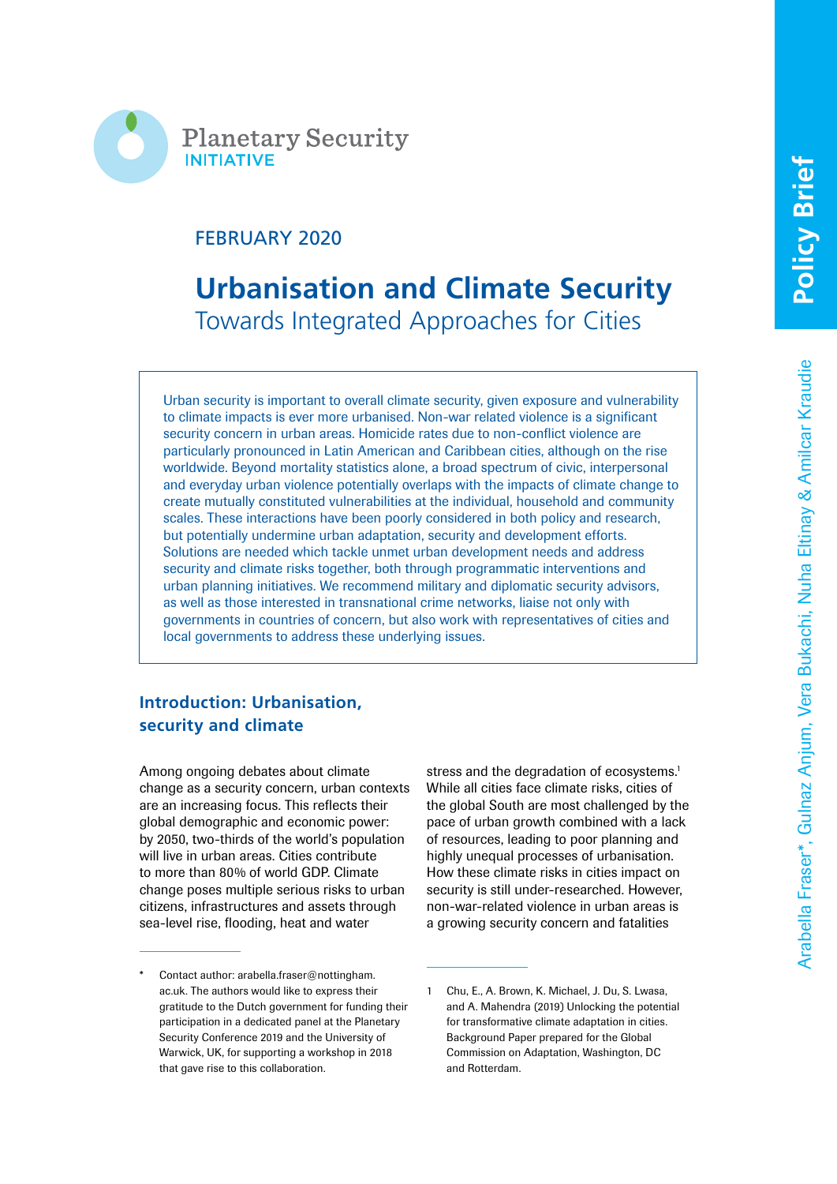Planetary Security INITIATIVE

Policy Brief

FEBRUARY 2020

# Urbanisation and Climate Security

## Towards Integrated Approaches for Cities

Arabella Fraser*, Gulnaz Anjum, Vera Bukachi, Nuha Eltinay & Amilcar Kraudie

Urban security is important to overall climate security, given exposure and vulnerability to climate impacts is ever more urbanised. Non-war related violence is a significant security concern in urban areas. Homicide rates due to non-conflict violence are particularly pronounced in Latin American and Caribbean cities, although on the rise worldwide. Beyond mortality statistics alone, a broad spectrum of civic, interpersonal and everyday urban violence potentially overlaps with the impacts of climate change to create mutually constituted vulnerabilities at the individual, household and community scales. These interactions have been poorly considered in both policy and research, but potentially undermine urban adaptation, security and development efforts. Solutions are needed which tackle unmet urban development needs and address security and climate risks together, both through programmatic interventions and urban planning initiatives. We recommend military and diplomatic security advisors, as well as those interested in transnational crime networks, liaise not only with governments in countries of concern, but also work with representatives of cities and local governments to address these underlying issues.

### Introduction: Urbanisation, security and climate

Among ongoing debates about climate change as a security concern, urban contexts are an increasing focus. This reflects their global demographic and economic power: by 2050, two-thirds of the world's population will live in urban areas. Cities contribute to more than 80% of world GDP. Climate change poses multiple serious risks to urban citizens, infrastructures and assets through sea-level rise, flooding, heat and water stress and the degradation of ecosystems.[1] While all cities face climate risks, cities of the global South are most challenged by the pace of urban growth combined with a lack of resources, leading to poor planning and highly unequal processes of urbanisation. How these climate risks in cities impact on security is still under-researched. However, non-war-related violence in urban areas is a growing security concern and fatalities

\* Contact author: arabella.fraser@nottingham.ac.uk. The authors would like to express their gratitude to the Dutch government for funding their participation in a dedicated panel at the Planetary Security Conference 2019 and the University of Warwick, UK, for supporting a workshop in 2018 that gave rise to this collaboration.

1 Chu, E., A. Brown, K. Michael, J. Du, S. Lwasa, and A. Mahendra (2019) Unlocking the potential for transformative climate adaptation in cities. Background Paper prepared for the Global Commission on Adaptation, Washington, DC and Rotterdam.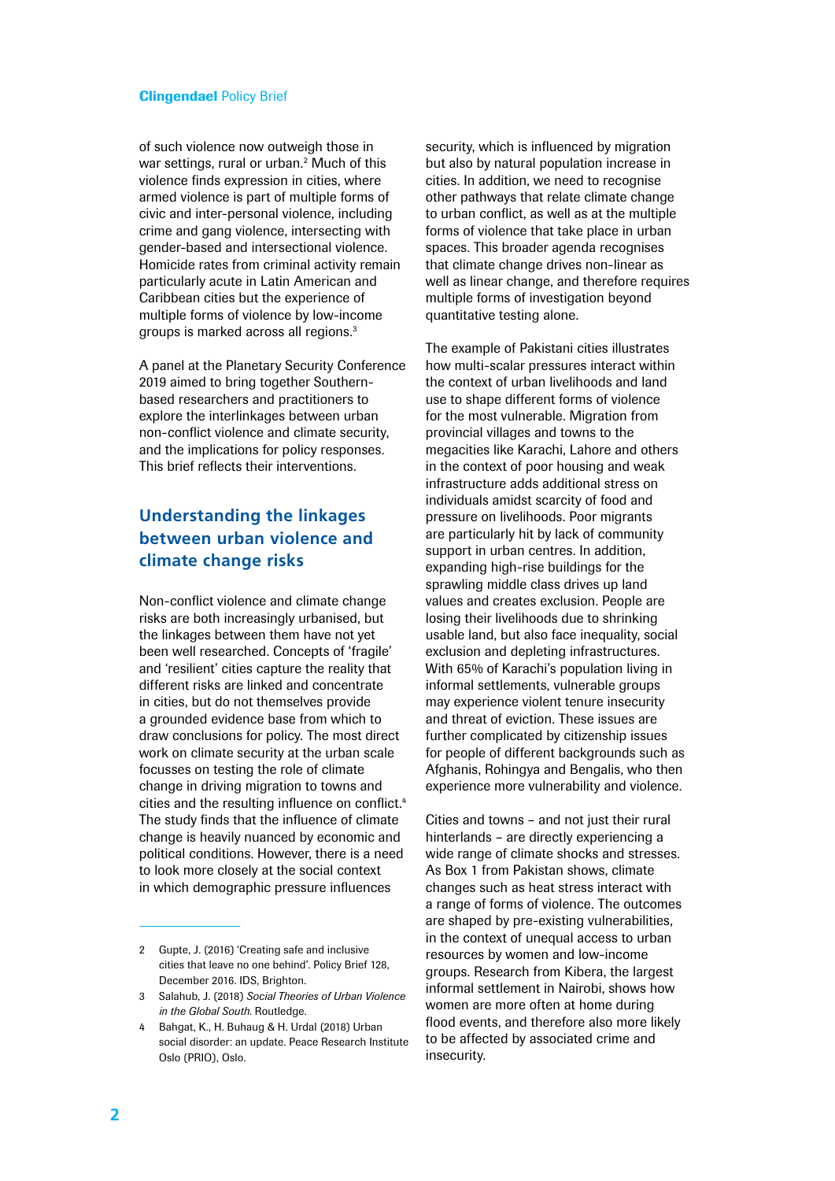of such violence now outweigh those in war settings, rural or urban.[2] Much of this violence finds expression in cities, where armed violence is part of multiple forms of civic and inter-personal violence, including crime and gang violence, intersecting with gender-based and intersectional violence. Homicide rates from criminal activity remain particularly acute in Latin American and Caribbean cities but the experience of multiple forms of violence by low-income groups is marked across all regions.[3]

A panel at the Planetary Security Conference 2019 aimed to bring together Southern-based researchers and practitioners to explore the interlinkages between urban non-conflict violence and climate security, and the implications for policy responses. This brief reflects their interventions.

## Understanding the linkages between urban violence and climate change risks

Non-conflict violence and climate change risks are both increasingly urbanised, but the linkages between them have not yet been well researched. Concepts of 'fragile' and 'resilient' cities capture the reality that different risks are linked and concentrate in cities, but do not themselves provide a grounded evidence base from which to draw conclusions for policy. The most direct work on climate security at the urban scale focusses on testing the role of climate change in driving migration to towns and cities and the resulting influence on conflict.[4] The study finds that the influence of climate change is heavily nuanced by economic and political conditions. However, there is a need to look more closely at the social context in which demographic pressure influences security, which is influenced by migration but also by natural population increase in cities. In addition, we need to recognise other pathways that relate climate change to urban conflict, as well as at the multiple forms of violence that take place in urban spaces. This broader agenda recognises that climate change drives non-linear as well as linear change, and therefore requires multiple forms of investigation beyond quantitative testing alone.

The example of Pakistani cities illustrates how multi-scalar pressures interact within the context of urban livelihoods and land use to shape different forms of violence for the most vulnerable. Migration from provincial villages and towns to the megacities like Karachi, Lahore and others in the context of poor housing and weak infrastructure adds additional stress on individuals amidst scarcity of food and pressure on livelihoods. Poor migrants are particularly hit by lack of community support in urban centres. In addition, expanding high-rise buildings for the sprawling middle class drives up land values and creates exclusion. People are losing their livelihoods due to shrinking usable land, but also face inequality, social exclusion and depleting infrastructures. With 65% of Karachi's population living in informal settlements, vulnerable groups may experience violent tenure insecurity and threat of eviction. These issues are further complicated by citizenship issues for people of different backgrounds such as Afghanis, Rohingya and Bengalis, who then experience more vulnerability and violence.

Cities and towns – and not just their rural hinterlands – are directly experiencing a wide range of climate shocks and stresses. As Box 1 from Pakistan shows, climate changes such as heat stress interact with a range of forms of violence. The outcomes are shaped by pre-existing vulnerabilities, in the context of unequal access to urban resources by women and low-income groups. Research from Kibera, the largest informal settlement in Nairobi, shows how women are more often at home during flood events, and therefore also more likely to be affected by associated crime and insecurity.

---

2 Gupte, J. (2016) 'Creating safe and inclusive cities that leave no one behind'. Policy Brief 128, December 2016. IDS, Brighton.

3 Salahub, J. (2018) *Social Theories of Urban Violence in the Global South*. Routledge.

4 Bahgat, K., H. Buhaug & H. Urdal (2018) Urban social disorder: an update. Peace Research Institute Oslo (PRIO), Oslo.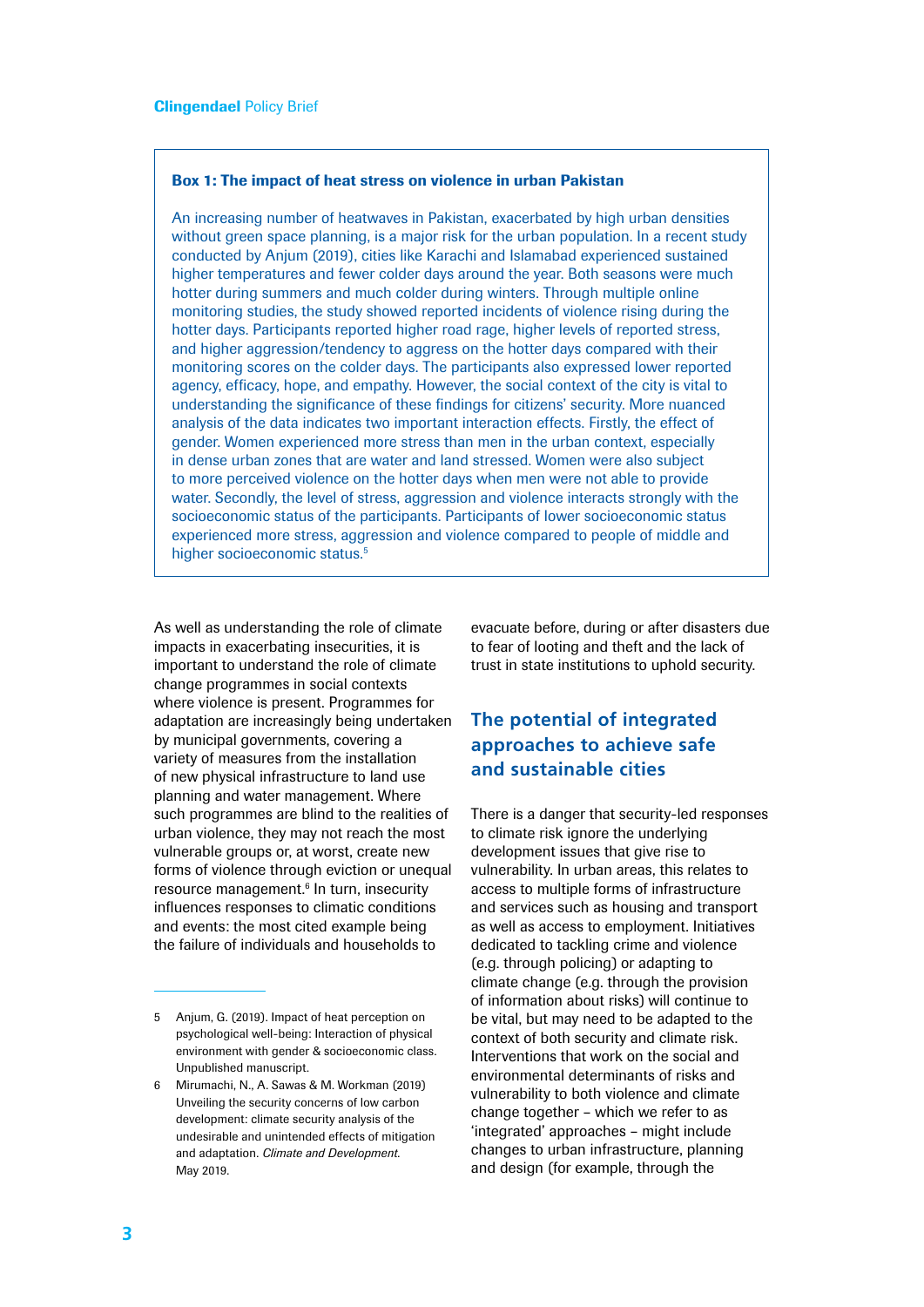**Box 1: The impact of heat stress on violence in urban Pakistan**

An increasing number of heatwaves in Pakistan, exacerbated by high urban densities without green space planning, is a major risk for the urban population. In a recent study conducted by Anjum (2019), cities like Karachi and Islamabad experienced sustained higher temperatures and fewer colder days around the year. Both seasons were much hotter during summers and much colder during winters. Through multiple online monitoring studies, the study showed reported incidents of violence rising during the hotter days. Participants reported higher road rage, higher levels of reported stress, and higher aggression/tendency to aggress on the hotter days compared with their monitoring scores on the colder days. The participants also expressed lower reported agency, efficacy, hope, and empathy. However, the social context of the city is vital to understanding the significance of these findings for citizens' security. More nuanced analysis of the data indicates two important interaction effects. Firstly, the effect of gender. Women experienced more stress than men in the urban context, especially in dense urban zones that are water and land stressed. Women were also subject to more perceived violence on the hotter days when men were not able to provide water. Secondly, the level of stress, aggression and violence interacts strongly with the socioeconomic status of the participants. Participants of lower socioeconomic status experienced more stress, aggression and violence compared to people of middle and higher socioeconomic status.[5]

As well as understanding the role of climate impacts in exacerbating insecurities, it is important to understand the role of climate change programmes in social contexts where violence is present. Programmes for adaptation are increasingly being undertaken by municipal governments, covering a variety of measures from the installation of new physical infrastructure to land use planning and water management. Where such programmes are blind to the realities of urban violence, they may not reach the most vulnerable groups or, at worst, create new forms of violence through eviction or unequal resource management.[6] In turn, insecurity influences responses to climatic conditions and events: the most cited example being the failure of individuals and households to evacuate before, during or after disasters due to fear of looting and theft and the lack of trust in state institutions to uphold security.

## The potential of integrated approaches to achieve safe and sustainable cities

There is a danger that security-led responses to climate risk ignore the underlying development issues that give rise to vulnerability. In urban areas, this relates to access to multiple forms of infrastructure and services such as housing and transport as well as access to employment. Initiatives dedicated to tackling crime and violence (e.g. through policing) or adapting to climate change (e.g. through the provision of information about risks) will continue to be vital, but may need to be adapted to the context of both security and climate risk. Interventions that work on the social and environmental determinants of risks and vulnerability to both violence and climate change together – which we refer to as 'integrated' approaches – might include changes to urban infrastructure, planning and design (for example, through the

---

5 Anjum, G. (2019). Impact of heat perception on psychological well-being: Interaction of physical environment with gender & socioeconomic class. Unpublished manuscript.

6 Mirumachi, N., A. Sawas & M. Workman (2019) Unveiling the security concerns of low carbon development: climate security analysis of the undesirable and unintended effects of mitigation and adaptation. *Climate and Development*. May 2019.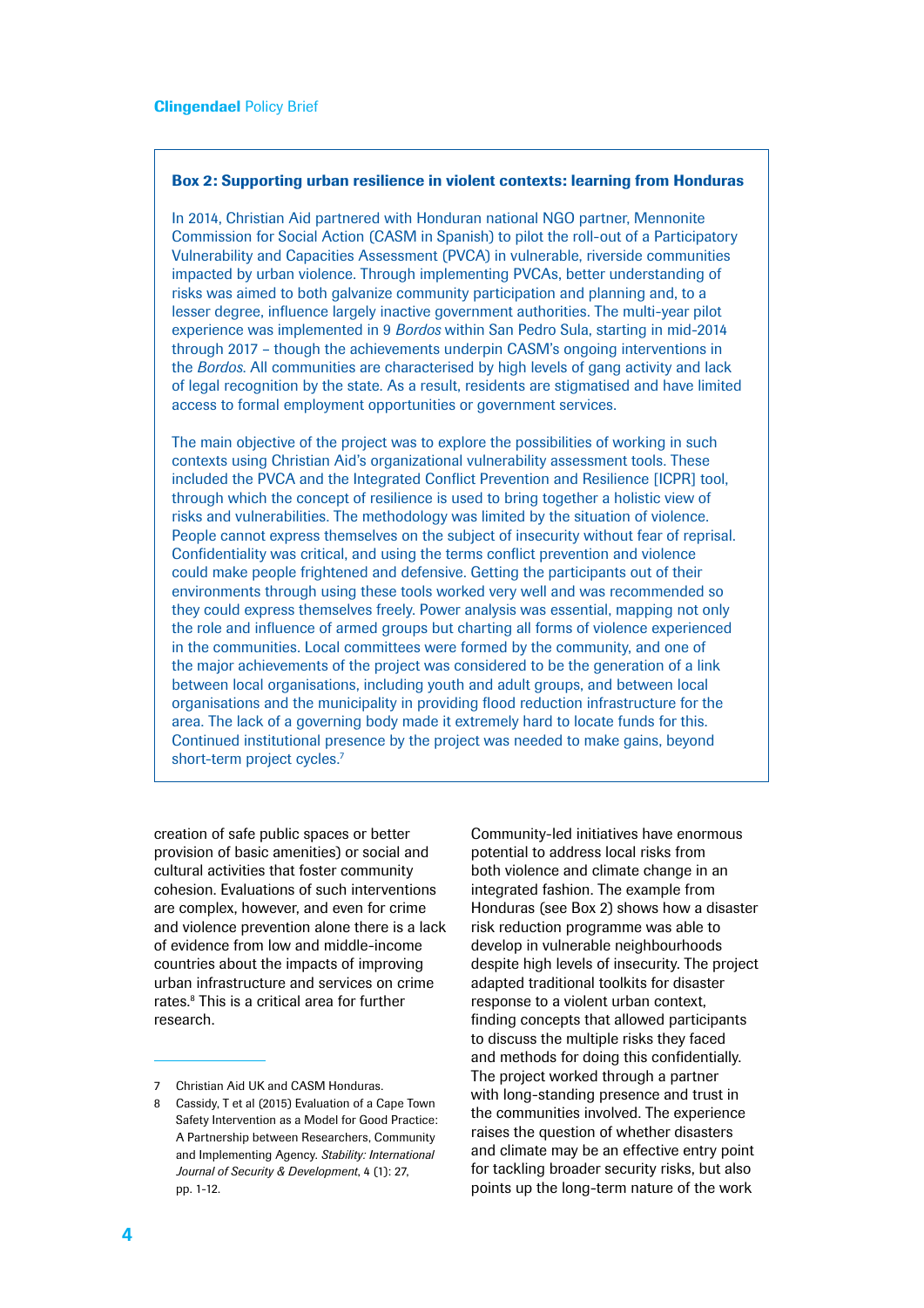**Box 2: Supporting urban resilience in violent contexts: learning from Honduras**

In 2014, Christian Aid partnered with Honduran national NGO partner, Mennonite Commission for Social Action (CASM in Spanish) to pilot the roll-out of a Participatory Vulnerability and Capacities Assessment (PVCA) in vulnerable, riverside communities impacted by urban violence. Through implementing PVCAs, better understanding of risks was aimed to both galvanize community participation and planning and, to a lesser degree, influence largely inactive government authorities. The multi-year pilot experience was implemented in 9 *Bordos* within San Pedro Sula, starting in mid-2014 through 2017 – though the achievements underpin CASM's ongoing interventions in the *Bordos*. All communities are characterised by high levels of gang activity and lack of legal recognition by the state. As a result, residents are stigmatised and have limited access to formal employment opportunities or government services.

The main objective of the project was to explore the possibilities of working in such contexts using Christian Aid's organizational vulnerability assessment tools. These included the PVCA and the Integrated Conflict Prevention and Resilience [ICPR] tool, through which the concept of resilience is used to bring together a holistic view of risks and vulnerabilities. The methodology was limited by the situation of violence. People cannot express themselves on the subject of insecurity without fear of reprisal. Confidentiality was critical, and using the terms conflict prevention and violence could make people frightened and defensive. Getting the participants out of their environments through using these tools worked very well and was recommended so they could express themselves freely. Power analysis was essential, mapping not only the role and influence of armed groups but charting all forms of violence experienced in the communities. Local committees were formed by the community, and one of the major achievements of the project was considered to be the generation of a link between local organisations, including youth and adult groups, and between local organisations and the municipality in providing flood reduction infrastructure for the area. The lack of a governing body made it extremely hard to locate funds for this. Continued institutional presence by the project was needed to make gains, beyond short-term project cycles.[7]

creation of safe public spaces or better provision of basic amenities) or social and cultural activities that foster community cohesion. Evaluations of such interventions are complex, however, and even for crime and violence prevention alone there is a lack of evidence from low and middle-income countries about the impacts of improving urban infrastructure and services on crime rates.[8] This is a critical area for further research.

Community-led initiatives have enormous potential to address local risks from both violence and climate change in an integrated fashion. The example from Honduras (see Box 2) shows how a disaster risk reduction programme was able to develop in vulnerable neighbourhoods despite high levels of insecurity. The project adapted traditional toolkits for disaster response to a violent urban context, finding concepts that allowed participants to discuss the multiple risks they faced and methods for doing this confidentially. The project worked through a partner with long-standing presence and trust in the communities involved. The experience raises the question of whether disasters and climate may be an effective entry point for tackling broader security risks, but also points up the long-term nature of the work

---

7 Christian Aid UK and CASM Honduras.

8 Cassidy, T et al (2015) Evaluation of a Cape Town Safety Intervention as a Model for Good Practice: A Partnership between Researchers, Community and Implementing Agency. *Stability: International Journal of Security & Development*, 4 (1): 27, pp. 1-12.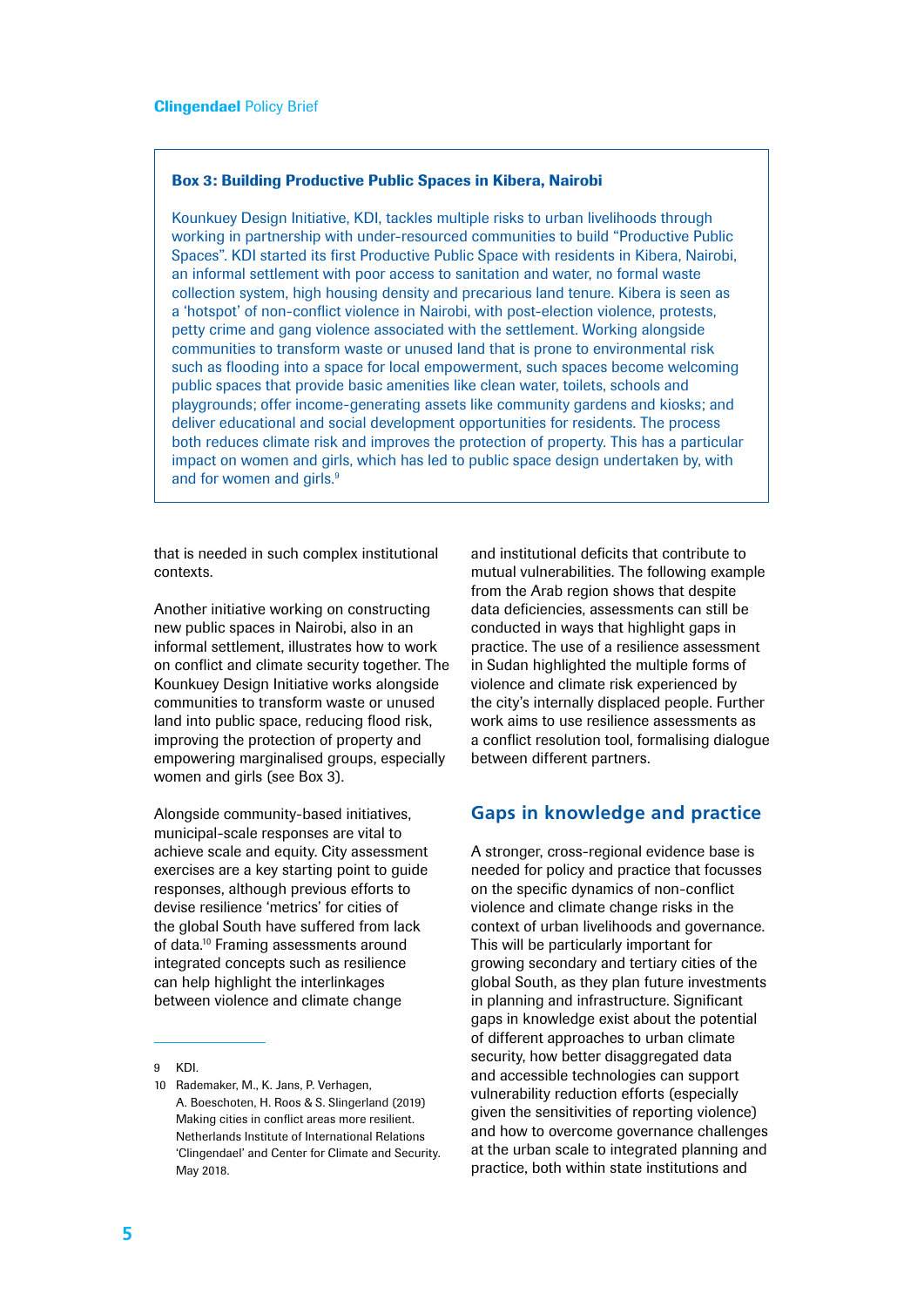### Box 3: Building Productive Public Spaces in Kibera, Nairobi

Kounkuey Design Initiative, KDI, tackles multiple risks to urban livelihoods through working in partnership with under-resourced communities to build "Productive Public Spaces". KDI started its first Productive Public Space with residents in Kibera, Nairobi, an informal settlement with poor access to sanitation and water, no formal waste collection system, high housing density and precarious land tenure. Kibera is seen as a 'hotspot' of non-conflict violence in Nairobi, with post-election violence, protests, petty crime and gang violence associated with the settlement. Working alongside communities to transform waste or unused land that is prone to environmental risk such as flooding into a space for local empowerment, such spaces become welcoming public spaces that provide basic amenities like clean water, toilets, schools and playgrounds; offer income-generating assets like community gardens and kiosks; and deliver educational and social development opportunities for residents. The process both reduces climate risk and improves the protection of property. This has a particular impact on women and girls, which has led to public space design undertaken by, with and for women and girls.[9]

that is needed in such complex institutional contexts.

Another initiative working on constructing new public spaces in Nairobi, also in an informal settlement, illustrates how to work on conflict and climate security together. The Kounkuey Design Initiative works alongside communities to transform waste or unused land into public space, reducing flood risk, improving the protection of property and empowering marginalised groups, especially women and girls (see Box 3).

Alongside community-based initiatives, municipal-scale responses are vital to achieve scale and equity. City assessment exercises are a key starting point to guide responses, although previous efforts to devise resilience 'metrics' for cities of the global South have suffered from lack of data.[10] Framing assessments around integrated concepts such as resilience can help highlight the interlinkages between violence and climate change and institutional deficits that contribute to mutual vulnerabilities. The following example from the Arab region shows that despite data deficiencies, assessments can still be conducted in ways that highlight gaps in practice. The use of a resilience assessment in Sudan highlighted the multiple forms of violence and climate risk experienced by the city's internally displaced people. Further work aims to use resilience assessments as a conflict resolution tool, formalising dialogue between different partners.

## Gaps in knowledge and practice

A stronger, cross-regional evidence base is needed for policy and practice that focusses on the specific dynamics of non-conflict violence and climate change risks in the context of urban livelihoods and governance. This will be particularly important for growing secondary and tertiary cities of the global South, as they plan future investments in planning and infrastructure. Significant gaps in knowledge exist about the potential of different approaches to urban climate security, how better disaggregated data and accessible technologies can support vulnerability reduction efforts (especially given the sensitivities of reporting violence) and how to overcome governance challenges at the urban scale to integrated planning and practice, both within state institutions and

---

9 KDI.

10 Rademaker, M., K. Jans, P. Verhagen, A. Boeschoten, H. Roos & S. Slingerland (2019) Making cities in conflict areas more resilient. Netherlands Institute of International Relations 'Clingendael' and Center for Climate and Security. May 2018.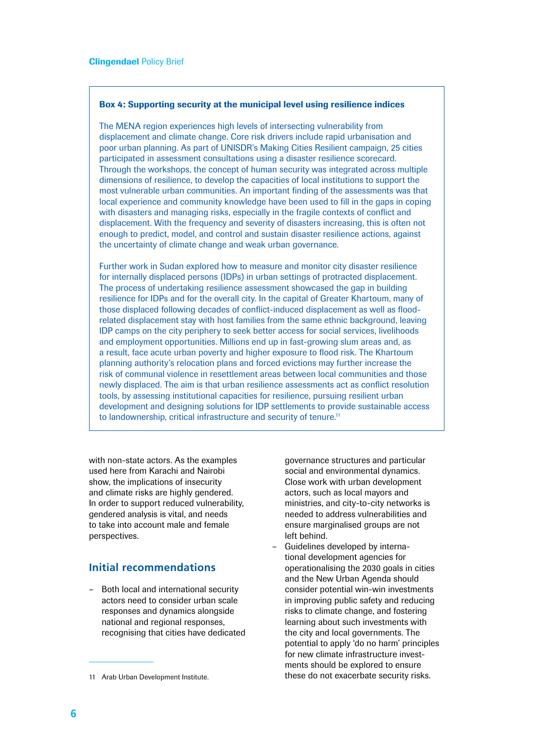**Box 4: Supporting security at the municipal level using resilience indices**

The MENA region experiences high levels of intersecting vulnerability from displacement and climate change. Core risk drivers include rapid urbanisation and poor urban planning. As part of UNISDR's Making Cities Resilient campaign, 25 cities participated in assessment consultations using a disaster resilience scorecard. Through the workshops, the concept of human security was integrated across multiple dimensions of resilience, to develop the capacities of local institutions to support the most vulnerable urban communities. An important finding of the assessments was that local experience and community knowledge have been used to fill in the gaps in coping with disasters and managing risks, especially in the fragile contexts of conflict and displacement. With the frequency and severity of disasters increasing, this is often not enough to predict, model, and control and sustain disaster resilience actions, against the uncertainty of climate change and weak urban governance.

Further work in Sudan explored how to measure and monitor city disaster resilience for internally displaced persons (IDPs) in urban settings of protracted displacement. The process of undertaking resilience assessment showcased the gap in building resilience for IDPs and for the overall city. In the capital of Greater Khartoum, many of those displaced following decades of conflict-induced displacement as well as flood-related displacement stay with host families from the same ethnic background, leaving IDP camps on the city periphery to seek better access for social services, livelihoods and employment opportunities. Millions end up in fast-growing slum areas and, as a result, face acute urban poverty and higher exposure to flood risk. The Khartoum planning authority's relocation plans and forced evictions may further increase the risk of communal violence in resettlement areas between local communities and those newly displaced. The aim is that urban resilience assessments act as conflict resolution tools, by assessing institutional capacities for resilience, pursuing resilient urban development and designing solutions for IDP settlements to provide sustainable access to landownership, critical infrastructure and security of tenure.[11]

with non-state actors. As the examples used here from Karachi and Nairobi show, the implications of insecurity and climate risks are highly gendered. In order to support reduced vulnerability, gendered analysis is vital, and needs to take into account male and female perspectives.

## Initial recommendations

- Both local and international security actors need to consider urban scale responses and dynamics alongside national and regional responses, recognising that cities have dedicated governance structures and particular social and environmental dynamics. Close work with urban development actors, such as local mayors and ministries, and city-to-city networks is needed to address vulnerabilities and ensure marginalised groups are not left behind.
- Guidelines developed by international development agencies for operationalising the 2030 goals in cities and the New Urban Agenda should consider potential win-win investments in improving public safety and reducing risks to climate change, and fostering learning about such investments with the city and local governments. The potential to apply 'do no harm' principles for new climate infrastructure investments should be explored to ensure these do not exacerbate security risks.

11 Arab Urban Development Institute.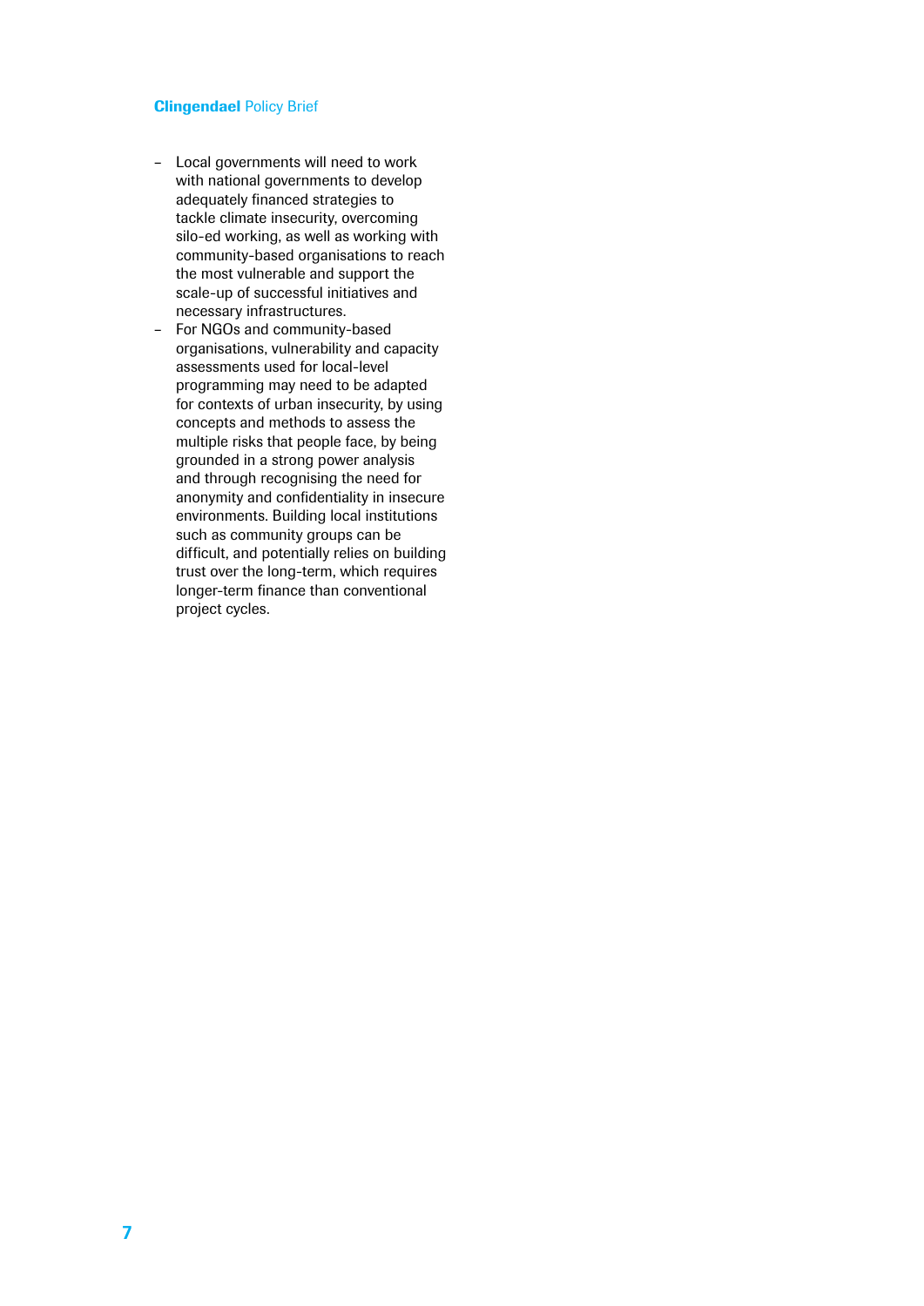- Local governments will need to work with national governments to develop adequately financed strategies to tackle climate insecurity, overcoming silo-ed working, as well as working with community-based organisations to reach the most vulnerable and support the scale-up of successful initiatives and necessary infrastructures.
- For NGOs and community-based organisations, vulnerability and capacity assessments used for local-level programming may need to be adapted for contexts of urban insecurity, by using concepts and methods to assess the multiple risks that people face, by being grounded in a strong power analysis and through recognising the need for anonymity and confidentiality in insecure environments. Building local institutions such as community groups can be difficult, and potentially relies on building trust over the long-term, which requires longer-term finance than conventional project cycles.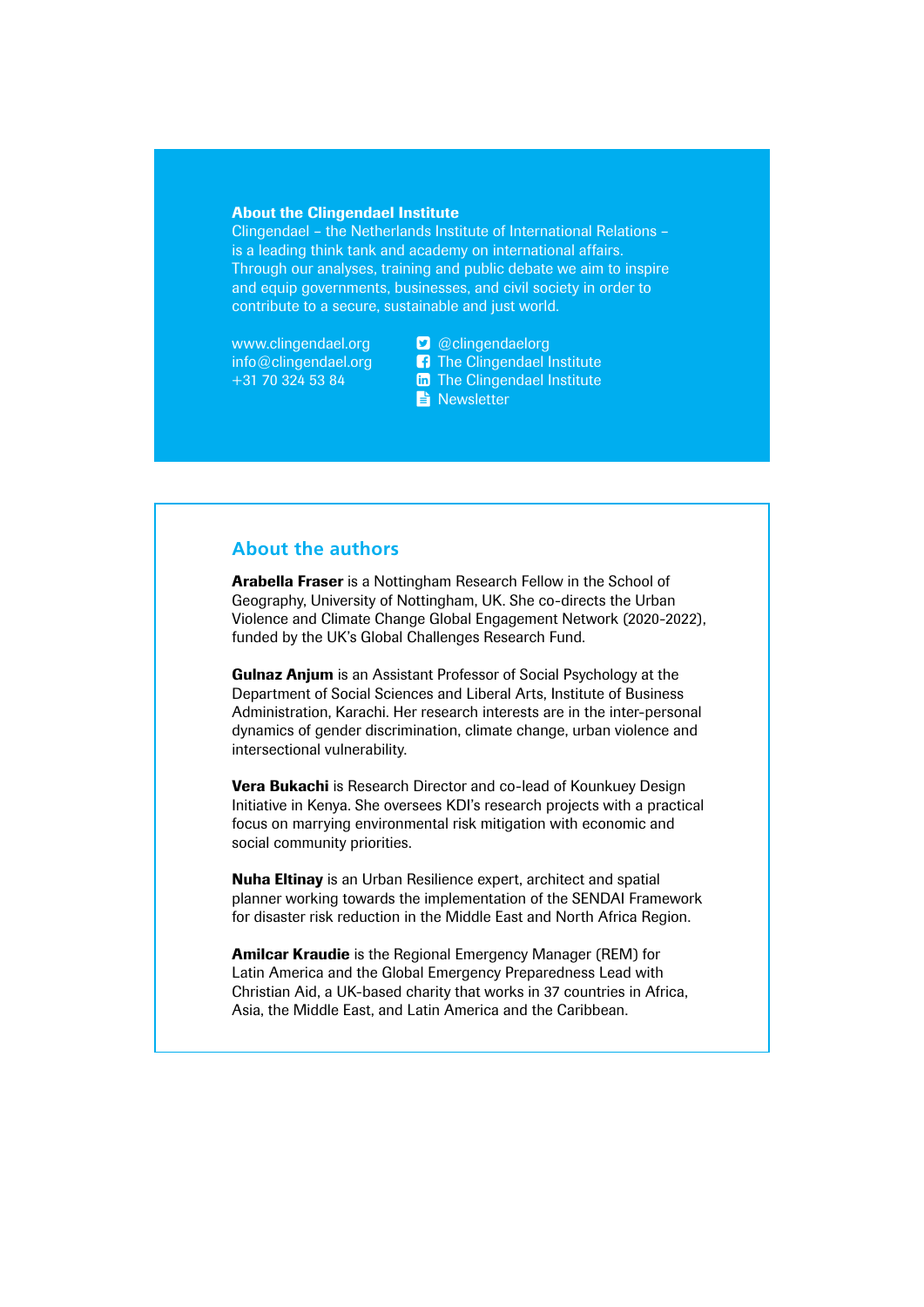**About the Clingendael Institute**
Clingendael – the Netherlands Institute of International Relations – is a leading think tank and academy on international affairs. Through our analyses, training and public debate we aim to inspire and equip governments, businesses, and civil society in order to contribute to a secure, sustainable and just world.

www.clingendael.org
info@clingendael.org
+31 70 324 53 84

@clingendaelorg
The Clingendael Institute
The Clingendael Institute
Newsletter

## About the authors

**Arabella Fraser** is a Nottingham Research Fellow in the School of Geography, University of Nottingham, UK. She co-directs the Urban Violence and Climate Change Global Engagement Network (2020-2022), funded by the UK's Global Challenges Research Fund.

**Gulnaz Anjum** is an Assistant Professor of Social Psychology at the Department of Social Sciences and Liberal Arts, Institute of Business Administration, Karachi. Her research interests are in the inter-personal dynamics of gender discrimination, climate change, urban violence and intersectional vulnerability.

**Vera Bukachi** is Research Director and co-lead of Kounkuey Design Initiative in Kenya. She oversees KDI's research projects with a practical focus on marrying environmental risk mitigation with economic and social community priorities.

**Nuha Eltinay** is an Urban Resilience expert, architect and spatial planner working towards the implementation of the SENDAI Framework for disaster risk reduction in the Middle East and North Africa Region.

**Amilcar Kraudie** is the Regional Emergency Manager (REM) for Latin America and the Global Emergency Preparedness Lead with Christian Aid, a UK-based charity that works in 37 countries in Africa, Asia, the Middle East, and Latin America and the Caribbean.